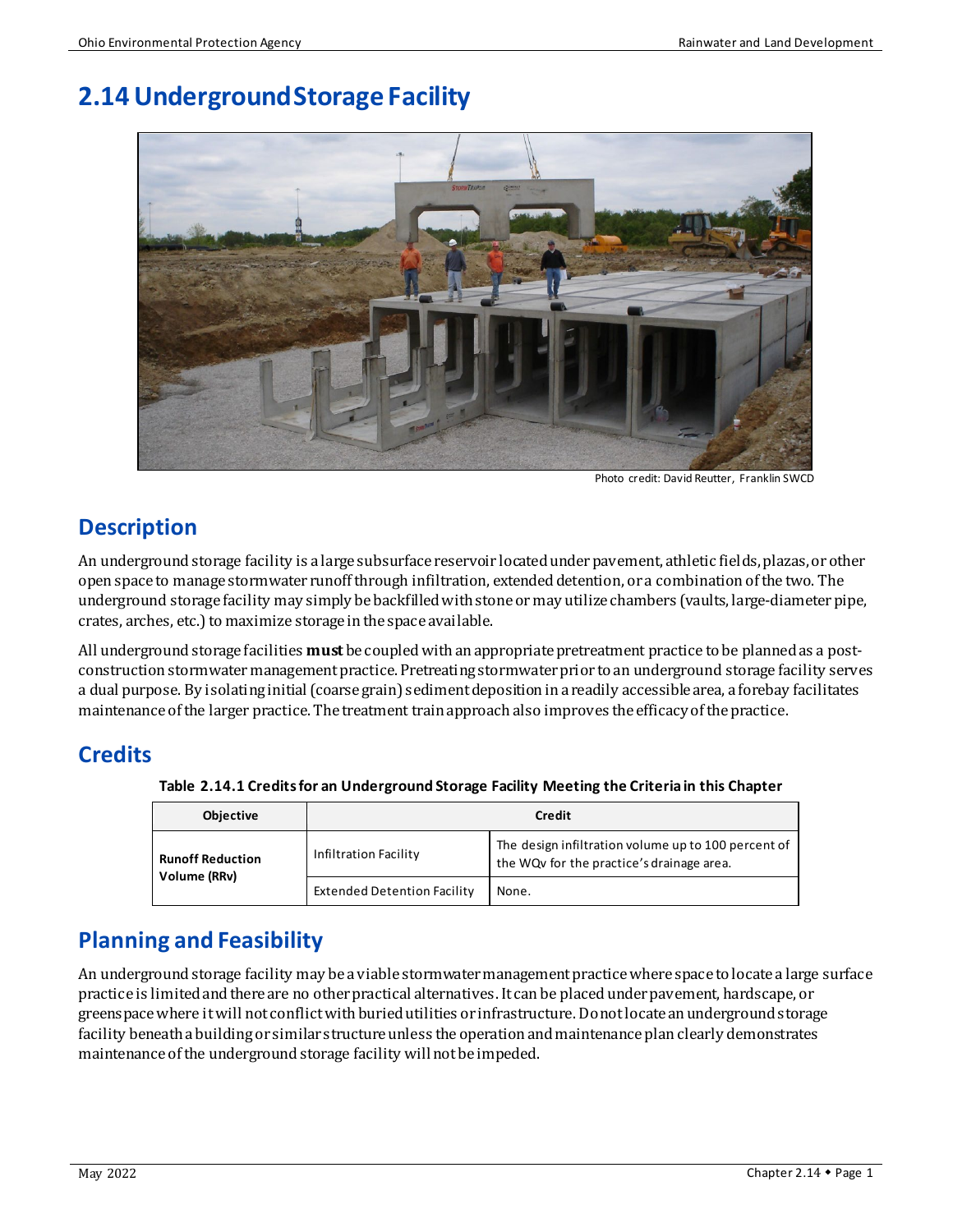# 2.14 Underground Storage Facility

Photo credit: David Reutter, Franklin SWCD

## Description

An underground storage facility is a large subsurface reservoir located under pavement, athletic fields, plazas, or other open space to manage stormwater runoff through infiltration, extended detention, or a combination of the two. The underground storage facility may simply be backfilled with stone or may utilize chambers (vaults, large-diameter pipe, crates, arches, etc.) to maximize storage in the space available.

All underground storage facilities **must** be coupled with an appropriate pretreatment practice to be planned as a post-construction stormwater management practice. Pretreating stormwater prior to an underground storage facility serves a dual purpose. By isolating initial (coarse grain) sediment deposition in a readily accessible area, a forebay facilitates maintenance of the larger practice. The treatment train approach also improves the efficacy of the practice.

## Credits

**Table 2.14.1 Credits for an Underground Storage Facility Meeting the Criteria in this Chapter**

| Objective | Credit | |
|---|---|---|
| **Runoff Reduction Volume (RRv)** | Infiltration Facility | The design infiltration volume up to 100 percent of the WQv for the practice's drainage area. |
| | Extended Detention Facility | None. |

## Planning and Feasibility

An underground storage facility may be a viable stormwater management practice where space to locate a large surface practice is limited and there are no other practical alternatives. It can be placed under pavement, hardscape, or greenspace where it will not conflict with buried utilities or infrastructure. Do not locate an underground storage facility beneath a building or similar structure unless the operation and maintenance plan clearly demonstrates maintenance of the underground storage facility will not be impeded.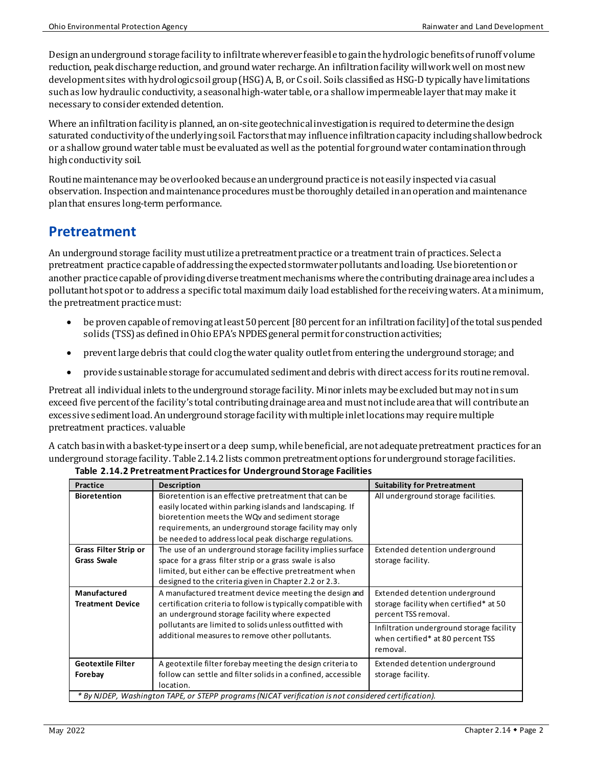Design an underground storage facility to infiltrate wherever feasible to gain the hydrologic benefits of runoff volume reduction, peak discharge reduction, and ground water recharge. An infiltration facility will work well on most new development sites with hydrologic soil group (HSG) A, B, or C soil. Soils classified as HSG-D typically have limitations such as low hydraulic conductivity, a seasonal high-water table, or a shallow impermeable layer that may make it necessary to consider extended detention.

Where an infiltration facility is planned, an on-site geotechnical investigation is required to determine the design saturated conductivity of the underlying soil. Factors that may influence infiltration capacity including shallow bedrock or a shallow ground water table must be evaluated as well as the potential for ground water contamination through high conductivity soil.

Routine maintenance may be overlooked because an underground practice is not easily inspected via casual observation. Inspection and maintenance procedures must be thoroughly detailed in an operation and maintenance plan that ensures long-term performance.

## Pretreatment

An underground storage facility must utilize a pretreatment practice or a treatment train of practices. Select a pretreatment practice capable of addressing the expected stormwater pollutants and loading. Use bioretention or another practice capable of providing diverse treatment mechanisms where the contributing drainage area includes a pollutant hot spot or to address a specific total maximum daily load established for the receiving waters. At a minimum, the pretreatment practice must:

- be proven capable of removing at least 50 percent [80 percent for an infiltration facility] of the total suspended solids (TSS) as defined in Ohio EPA's NPDES general permit for construction activities;
- prevent large debris that could clog the water quality outlet from entering the underground storage; and
- provide sustainable storage for accumulated sediment and debris with direct access for its routine removal.

Pretreat all individual inlets to the underground storage facility. Minor inlets may be excluded but may not in sum exceed five percent of the facility's total contributing drainage area and must not include area that will contribute an excessive sediment load. An underground storage facility with multiple inlet locations may require multiple pretreatment practices. valuable

A catch basin with a basket-type insert or a deep sump, while beneficial, are not adequate pretreatment practices for an underground storage facility. Table 2.14.2 lists common pretreatment options for underground storage facilities.

**Table 2.14.2 Pretreatment Practices for Underground Storage Facilities**

| Practice | Description | Suitability for Pretreatment |
|---|---|---|
| **Bioretention** | Bioretention is an effective pretreatment that can be easily located within parking islands and landscaping. If bioretention meets the WQv and sediment storage requirements, an underground storage facility may only be needed to address local peak discharge regulations. | All underground storage facilities. |
| **Grass Filter Strip or Grass Swale** | The use of an underground storage facility implies surface space for a grass filter strip or a grass swale is also limited, but either can be effective pretreatment when designed to the criteria given in Chapter 2.2 or 2.3. | Extended detention underground storage facility. |
| **Manufactured Treatment Device** | A manufactured treatment device meeting the design and certification criteria to follow is typically compatible with an underground storage facility where expected pollutants are limited to solids unless outfitted with additional measures to remove other pollutants. | Extended detention underground storage facility when certified* at 50 percent TSS removal. |
| | | Infiltration underground storage facility when certified* at 80 percent TSS removal. |
| **Geotextile Filter Forebay** | A geotextile filter forebay meeting the design criteria to follow can settle and filter solids in a confined, accessible location. | Extended detention underground storage facility. |

*\* By NJDEP, Washington TAPE, or STEPP programs (NJCAT verification is not considered certification).*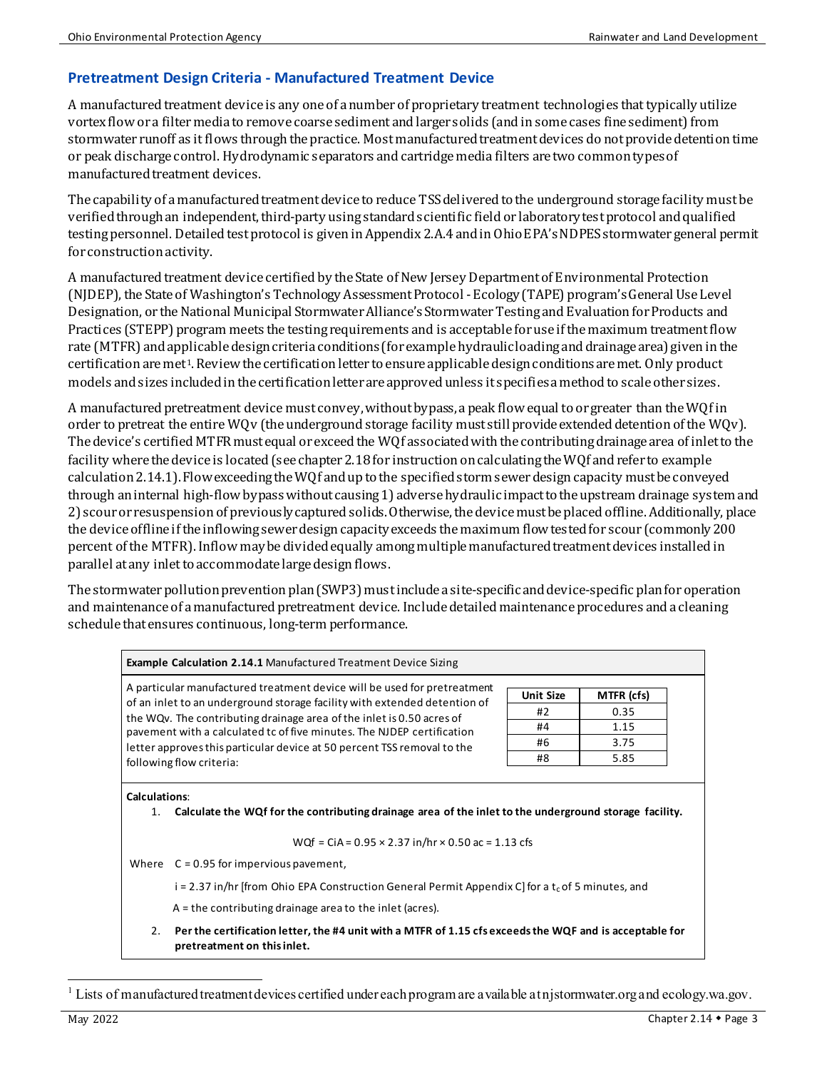## Pretreatment Design Criteria - Manufactured Treatment Device

A manufactured treatment device is any one of a number of proprietary treatment technologies that typically utilize vortex flow or a filter media to remove coarse sediment and larger solids (and in some cases fine sediment) from stormwater runoff as it flows through the practice. Most manufactured treatment devices do not provide detention time or peak discharge control. Hydrodynamic separators and cartridge media filters are two common types of manufactured treatment devices.

The capability of a manufactured treatment device to reduce TSS delivered to the underground storage facility must be verified through an independent, third-party using standard scientific field or laboratory test protocol and qualified testing personnel. Detailed test protocol is given in Appendix 2.A.4 and in Ohio EPA's NDPES stormwater general permit for construction activity.

A manufactured treatment device certified by the State of New Jersey Department of Environmental Protection (NJDEP), the State of Washington's Technology Assessment Protocol - Ecology (TAPE) program's General Use Level Designation, or the National Municipal Stormwater Alliance's Stormwater Testing and Evaluation for Products and Practices (STEPP) program meets the testing requirements and is acceptable for use if the maximum treatment flow rate (MTFR) and applicable design criteria conditions (for example hydraulic loading and drainage area) given in the certification are met[1]. Review the certification letter to ensure applicable design conditions are met. Only product models and sizes included in the certification letter are approved unless it specifies a method to scale other sizes.

A manufactured pretreatment device must convey, without bypass, a peak flow equal to or greater than the WQf in order to pretreat the entire WQv (the underground storage facility must still provide extended detention of the WQv). The device's certified MTFR must equal or exceed the WQf associated with the contributing drainage area of inlet to the facility where the device is located (see chapter 2.18 for instruction on calculating the WQf and refer to example calculation 2.14.1). Flow exceeding the WQf and up to the specified storm sewer design capacity must be conveyed through an internal high-flow bypass without causing 1) adverse hydraulic impact to the upstream drainage system and 2) scour or resuspension of previously captured solids. Otherwise, the device must be placed offline. Additionally, place the device offline if the inflowing sewer design capacity exceeds the maximum flow tested for scour (commonly 200 percent of the MTFR). Inflow may be divided equally among multiple manufactured treatment devices installed in parallel at any inlet to accommodate large design flows.

The stormwater pollution prevention plan (SWP3) must include a site-specific and device-specific plan for operation and maintenance of a manufactured pretreatment device. Include detailed maintenance procedures and a cleaning schedule that ensures continuous, long-term performance.

**Example Calculation 2.14.1** Manufactured Treatment Device Sizing

A particular manufactured treatment device will be used for pretreatment of an inlet to an underground storage facility with extended detention of the WQv. The contributing drainage area of the inlet is 0.50 acres of pavement with a calculated tc of five minutes. The NJDEP certification letter approves this particular device at 50 percent TSS removal to the following flow criteria:

| Unit Size | MTFR (cfs) |
|---|---|
| #2 | 0.35 |
| #4 | 1.15 |
| #6 | 3.75 |
| #8 | 5.85 |

**Calculations**:

1. **Calculate the WQf for the contributing drainage area of the inlet to the underground storage facility.**

$$WQf = CiA = 0.95 \times 2.37 \text{ in/hr} \times 0.50 \text{ ac} = 1.13 \text{ cfs}$$

Where C = 0.95 for impervious pavement,

i = 2.37 in/hr [from Ohio EPA Construction General Permit Appendix C] for a $t_c$ of 5 minutes, and

A = the contributing drainage area to the inlet (acres).

2. **Per the certification letter, the #4 unit with a MTFR of 1.15 cfs exceeds the WQF and is acceptable for pretreatment on this inlet.**

[1] Lists of manufactured treatment devices certified under each program are available at njstormwater.org and ecology.wa.gov.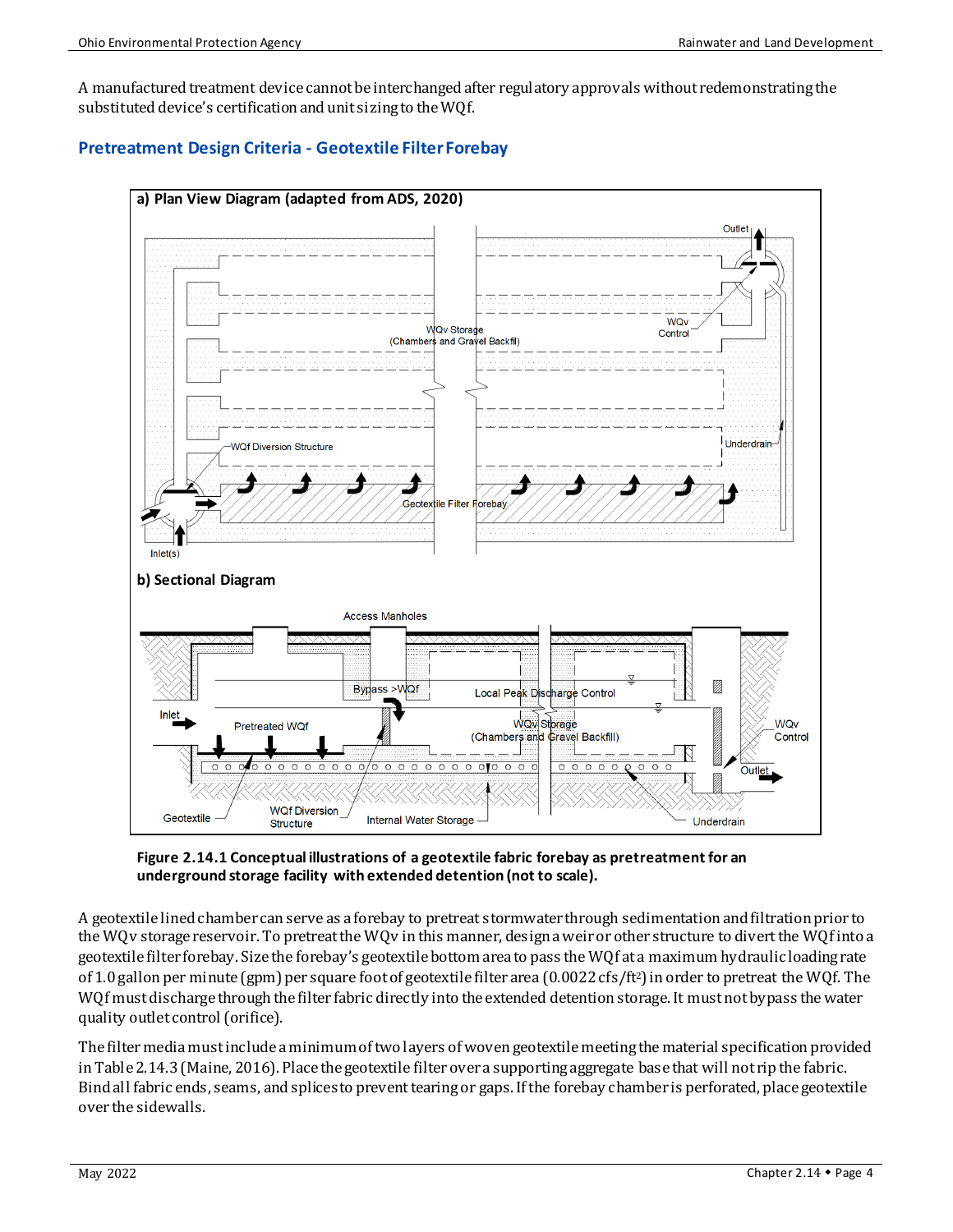A manufactured treatment device cannot be interchanged after regulatory approvals without redemonstrating the substituted device's certification and unit sizing to the WQf.

## Pretreatment Design Criteria - Geotextile Filter Forebay

a) Plan View Diagram (adapted from ADS, 2020)

Outlet

WQv Storage
(Chambers and Gravel Backfill)

WQv
Control

WQf Diversion Structure

Underdrain

Geotextile Filter Forebay

Inlet(s)

b) Sectional Diagram

Access Manholes

Bypass >WQf

Local Peak Discharge Control

Inlet

Pretreated WQf

WQv Storage
(Chambers and Gravel Backfill)

WQv
Control

Outlet

Geotextile

WQf Diversion
Structure

Internal Water Storage

Underdrain

**Figure 2.14.1 Conceptual illustrations of a geotextile fabric forebay as pretreatment for an underground storage facility with extended detention (not to scale).**

A geotextile lined chamber can serve as a forebay to pretreat stormwater through sedimentation and filtration prior to the WQv storage reservoir. To pretreat the WQv in this manner, design a weir or other structure to divert the WQf into a geotextile filter forebay. Size the forebay's geotextile bottom area to pass the WQf at a maximum hydraulic loading rate of 1.0 gallon per minute (gpm) per square foot of geotextile filter area (0.0022 cfs/ft$^2$) in order to pretreat the WQf. The WQf must discharge through the filter fabric directly into the extended detention storage. It must not bypass the water quality outlet control (orifice).

The filter media must include a minimum of two layers of woven geotextile meeting the material specification provided in Table 2.14.3 (Maine, 2016). Place the geotextile filter over a supporting aggregate base that will not rip the fabric. Bind all fabric ends, seams, and splices to prevent tearing or gaps. If the forebay chamber is perforated, place geotextile over the sidewalls.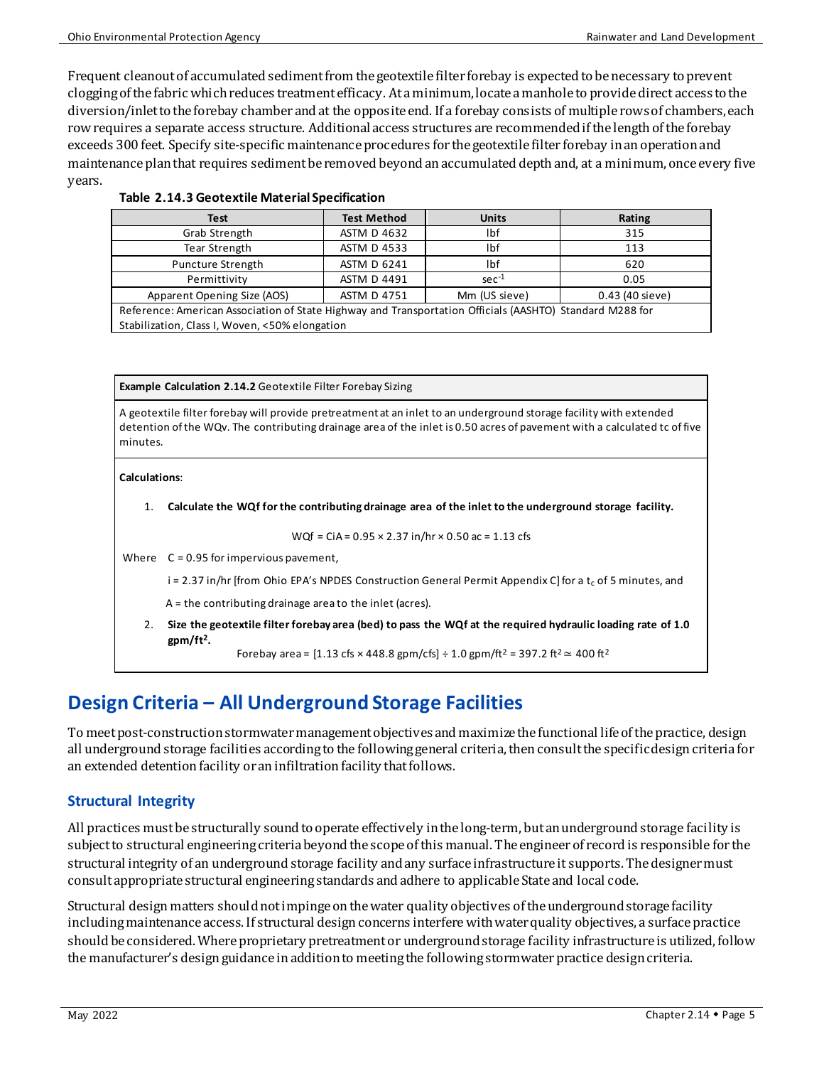Frequent cleanout of accumulated sediment from the geotextile filter forebay is expected to be necessary to prevent clogging of the fabric which reduces treatment efficacy. At a minimum, locate a manhole to provide direct access to the diversion/inlet to the forebay chamber and at the opposite end. If a forebay consists of multiple rows of chambers, each row requires a separate access structure. Additional access structures are recommended if the length of the forebay exceeds 300 feet. Specify site-specific maintenance procedures for the geotextile filter forebay in an operation and maintenance plan that requires sediment be removed beyond an accumulated depth and, at a minimum, once every five years.

**Table 2.14.3 Geotextile Material Specification**

| Test | Test Method | Units | Rating |
|---|---|---|---|
| Grab Strength | ASTM D 4632 | lbf | 315 |
| Tear Strength | ASTM D 4533 | lbf | 113 |
| Puncture Strength | ASTM D 6241 | lbf | 620 |
| Permittivity | ASTM D 4491 | $sec^{-1}$ | 0.05 |
| Apparent Opening Size (AOS) | ASTM D 4751 | Mm (US sieve) | 0.43 (40 sieve) |
| Reference: American Association of State Highway and Transportation Officials (AASHTO) Standard M288 for Stabilization, Class I, Woven, <50% elongation | | | |

**Example Calculation 2.14.2** Geotextile Filter Forebay Sizing

A geotextile filter forebay will provide pretreatment at an inlet to an underground storage facility with extended detention of the WQv. The contributing drainage area of the inlet is 0.50 acres of pavement with a calculated tc of five minutes.

**Calculations**:

1. **Calculate the WQf for the contributing drainage area of the inlet to the underground storage facility.**

$$WQf = CiA = 0.95 \times 2.37 \text{ in/hr} \times 0.50 \text{ ac} = 1.13 \text{ cfs}$$

Where C = 0.95 for impervious pavement,

i = 2.37 in/hr [from Ohio EPA's NPDES Construction General Permit Appendix C] for a $t_c$ of 5 minutes, and

A = the contributing drainage area to the inlet (acres).

2. **Size the geotextile filter forebay area (bed) to pass the WQf at the required hydraulic loading rate of 1.0 gpm/ft².**

$$\text{Forebay area} = [1.13 \text{ cfs} \times 448.8 \text{ gpm/cfs}] \div 1.0 \text{ gpm/ft}^2 = 397.2 \text{ ft}^2 \simeq 400 \text{ ft}^2$$

# Design Criteria – All Underground Storage Facilities

To meet post-construction stormwater management objectives and maximize the functional life of the practice, design all underground storage facilities according to the following general criteria, then consult the specific design criteria for an extended detention facility or an infiltration facility that follows.

## Structural Integrity

All practices must be structurally sound to operate effectively in the long-term, but an underground storage facility is subject to structural engineering criteria beyond the scope of this manual. The engineer of record is responsible for the structural integrity of an underground storage facility and any surface infrastructure it supports. The designer must consult appropriate structural engineering standards and adhere to applicable State and local code.

Structural design matters should not impinge on the water quality objectives of the underground storage facility including maintenance access. If structural design concerns interfere with water quality objectives, a surface practice should be considered. Where proprietary pretreatment or underground storage facility infrastructure is utilized, follow the manufacturer's design guidance in addition to meeting the following stormwater practice design criteria.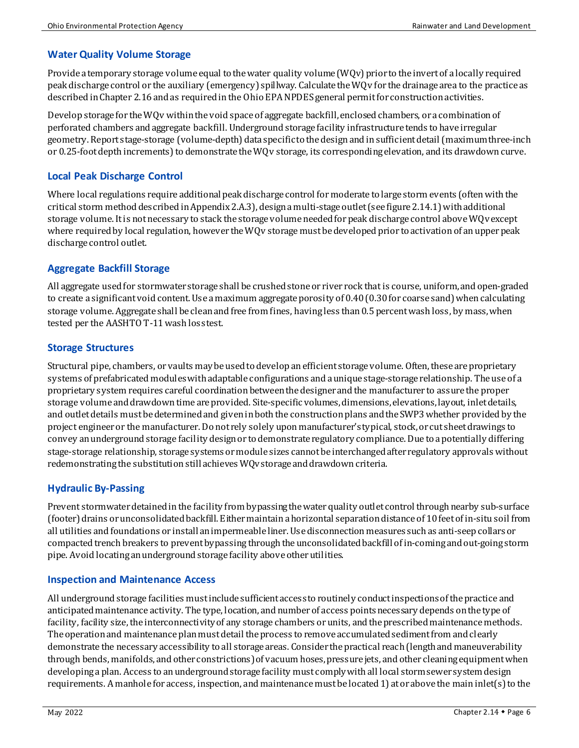### Water Quality Volume Storage

Provide a temporary storage volume equal to the water quality volume (WQv) prior to the invert of a locally required peak discharge control or the auxiliary (emergency) spillway. Calculate the WQv for the drainage area to the practice as described in Chapter 2.16 and as required in the Ohio EPA NPDES general permit for construction activities.

Develop storage for the WQv within the void space of aggregate backfill, enclosed chambers, or a combination of perforated chambers and aggregate backfill. Underground storage facility infrastructure tends to have irregular geometry. Report stage-storage (volume-depth) data specific to the design and in sufficient detail (maximum three-inch or 0.25-foot depth increments) to demonstrate the WQv storage, its corresponding elevation, and its drawdown curve.

### Local Peak Discharge Control

Where local regulations require additional peak discharge control for moderate to large storm events (often with the critical storm method described in Appendix 2.A.3), design a multi-stage outlet (see figure 2.14.1) with additional storage volume. It is not necessary to stack the storage volume needed for peak discharge control above WQv except where required by local regulation, however the WQv storage must be developed prior to activation of an upper peak discharge control outlet.

### Aggregate Backfill Storage

All aggregate used for stormwater storage shall be crushed stone or river rock that is course, uniform, and open-graded to create a significant void content. Use a maximum aggregate porosity of 0.40 (0.30 for coarse sand) when calculating storage volume. Aggregate shall be clean and free from fines, having less than 0.5 percent wash loss, by mass, when tested per the AASHTO T-11 wash loss test.

### Storage Structures

Structural pipe, chambers, or vaults may be used to develop an efficient storage volume. Often, these are proprietary systems of prefabricated modules with adaptable configurations and a unique stage-storage relationship. The use of a proprietary system requires careful coordination between the designer and the manufacturer to assure the proper storage volume and drawdown time are provided. Site-specific volumes, dimensions, elevations, layout, inlet details, and outlet details must be determined and given in both the construction plans and the SWP3 whether provided by the project engineer or the manufacturer. Do not rely solely upon manufacturer's typical, stock, or cut sheet drawings to convey an underground storage facility design or to demonstrate regulatory compliance. Due to a potentially differing stage-storage relationship, storage systems or module sizes cannot be interchanged after regulatory approvals without redemonstrating the substitution still achieves WQv storage and drawdown criteria.

### Hydraulic By-Passing

Prevent stormwater detained in the facility from bypassing the water quality outlet control through nearby sub-surface (footer) drains or unconsolidated backfill. Either maintain a horizontal separation distance of 10 feet of in-situ soil from all utilities and foundations or install an impermeable liner. Use disconnection measures such as anti-seep collars or compacted trench breakers to prevent bypassing through the unconsolidated backfill of in-coming and out-going storm pipe. Avoid locating an underground storage facility above other utilities.

### Inspection and Maintenance Access

All underground storage facilities must include sufficient access to routinely conduct inspections of the practice and anticipated maintenance activity. The type, location, and number of access points necessary depends on the type of facility, facility size, the interconnectivity of any storage chambers or units, and the prescribed maintenance methods. The operation and maintenance plan must detail the process to remove accumulated sediment from and clearly demonstrate the necessary accessibility to all storage areas. Consider the practical reach (length and maneuverability through bends, manifolds, and other constrictions) of vacuum hoses, pressure jets, and other cleaning equipment when developing a plan. Access to an underground storage facility must comply with all local storm sewer system design requirements. A manhole for access, inspection, and maintenance must be located 1) at or above the main inlet(s) to the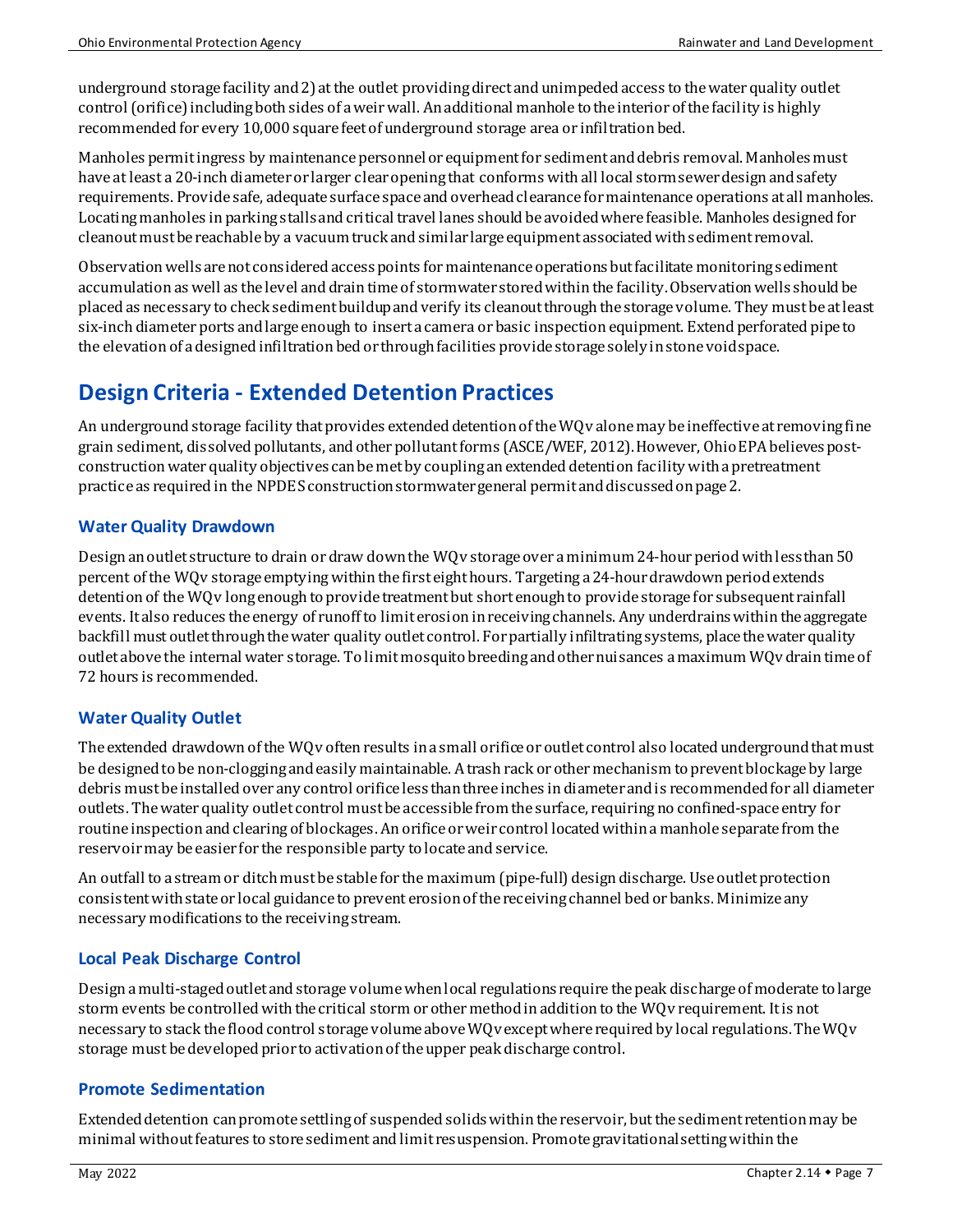underground storage facility and 2) at the outlet providing direct and unimpeded access to the water quality outlet control (orifice) including both sides of a weir wall. An additional manhole to the interior of the facility is highly recommended for every 10,000 square feet of underground storage area or infiltration bed.

Manholes permit ingress by maintenance personnel or equipment for sediment and debris removal. Manholes must have at least a 20-inch diameter or larger clear opening that conforms with all local storm sewer design and safety requirements. Provide safe, adequate surface space and overhead clearance for maintenance operations at all manholes. Locating manholes in parking stalls and critical travel lanes should be avoided where feasible. Manholes designed for cleanout must be reachable by a vacuum truck and similar large equipment associated with sediment removal.

Observation wells are not considered access points for maintenance operations but facilitate monitoring sediment accumulation as well as the level and drain time of stormwater stored within the facility. Observation wells should be placed as necessary to check sediment buildup and verify its cleanout through the storage volume. They must be at least six-inch diameter ports and large enough to insert a camera or basic inspection equipment. Extend perforated pipe to the elevation of a designed infiltration bed or through facilities provide storage solely in stone void space.

## Design Criteria - Extended Detention Practices

An underground storage facility that provides extended detention of the WQv alone may be ineffective at removing fine grain sediment, dissolved pollutants, and other pollutant forms (ASCE/WEF, 2012). However, Ohio EPA believes post-construction water quality objectives can be met by coupling an extended detention facility with a pretreatment practice as required in the NPDES construction stormwater general permit and discussed on page 2.

### Water Quality Drawdown

Design an outlet structure to drain or draw down the WQv storage over a minimum 24-hour period with less than 50 percent of the WQv storage emptying within the first eight hours. Targeting a 24-hour drawdown period extends detention of the WQv long enough to provide treatment but short enough to provide storage for subsequent rainfall events. It also reduces the energy of runoff to limit erosion in receiving channels. Any underdrains within the aggregate backfill must outlet through the water quality outlet control. For partially infiltrating systems, place the water quality outlet above the internal water storage. To limit mosquito breeding and other nuisances a maximum WQv drain time of 72 hours is recommended.

### Water Quality Outlet

The extended drawdown of the WQv often results in a small orifice or outlet control also located underground that must be designed to be non-clogging and easily maintainable. A trash rack or other mechanism to prevent blockage by large debris must be installed over any control orifice less than three inches in diameter and is recommended for all diameter outlets. The water quality outlet control must be accessible from the surface, requiring no confined-space entry for routine inspection and clearing of blockages. An orifice or weir control located within a manhole separate from the reservoir may be easier for the responsible party to locate and service.

An outfall to a stream or ditch must be stable for the maximum (pipe-full) design discharge. Use outlet protection consistent with state or local guidance to prevent erosion of the receiving channel bed or banks. Minimize any necessary modifications to the receiving stream.

### Local Peak Discharge Control

Design a multi-staged outlet and storage volume when local regulations require the peak discharge of moderate to large storm events be controlled with the critical storm or other method in addition to the WQv requirement. It is not necessary to stack the flood control storage volume above WQv except where required by local regulations. The WQv storage must be developed prior to activation of the upper peak discharge control.

### Promote Sedimentation

Extended detention can promote settling of suspended solids within the reservoir, but the sediment retention may be minimal without features to store sediment and limit resuspension. Promote gravitational setting within the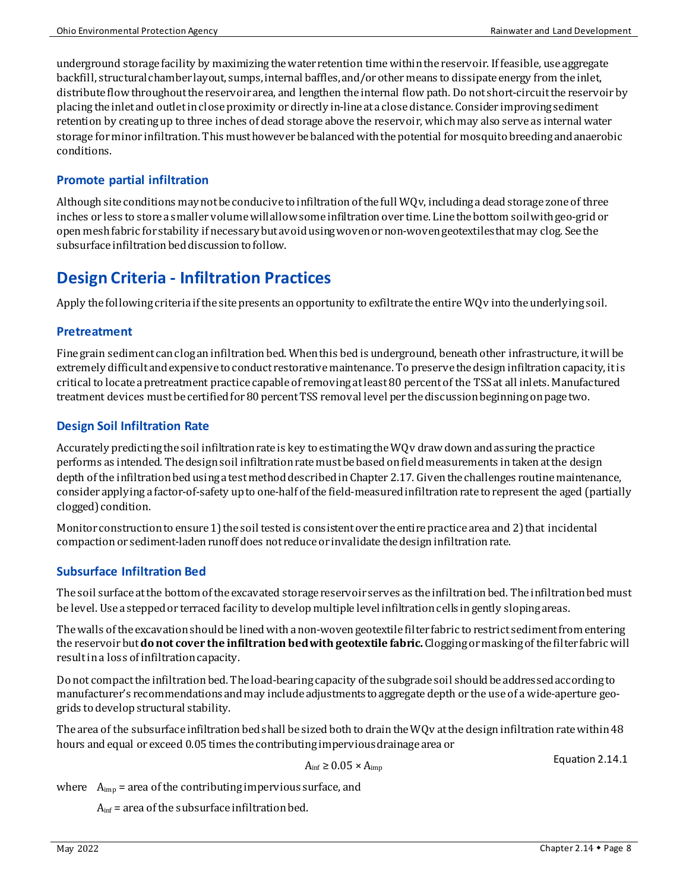underground storage facility by maximizing the water retention time within the reservoir. If feasible, use aggregate backfill, structural chamber layout, sumps, internal baffles, and/or other means to dissipate energy from the inlet, distribute flow throughout the reservoir area, and lengthen the internal flow path. Do not short-circuit the reservoir by placing the inlet and outlet in close proximity or directly in-line at a close distance. Consider improving sediment retention by creating up to three inches of dead storage above the reservoir, which may also serve as internal water storage for minor infiltration. This must however be balanced with the potential for mosquito breeding and anaerobic conditions.

### Promote partial infiltration

Although site conditions may not be conducive to infiltration of the full WQv, including a dead storage zone of three inches or less to store a smaller volume will allow some infiltration over time. Line the bottom soil with geo-grid or open mesh fabric for stability if necessary but avoid using woven or non-woven geotextiles that may clog. See the subsurface infiltration bed discussion to follow.

## Design Criteria - Infiltration Practices

Apply the following criteria if the site presents an opportunity to exfiltrate the entire WQv into the underlying soil.

### Pretreatment

Fine grain sediment can clog an infiltration bed. When this bed is underground, beneath other infrastructure, it will be extremely difficult and expensive to conduct restorative maintenance. To preserve the design infiltration capacity, it is critical to locate a pretreatment practice capable of removing at least 80 percent of the TSS at all inlets. Manufactured treatment devices must be certified for 80 percent TSS removal level per the discussion beginning on page two.

### Design Soil Infiltration Rate

Accurately predicting the soil infiltration rate is key to estimating the WQv draw down and assuring the practice performs as intended. The design soil infiltration rate must be based on field measurements in taken at the design depth of the infiltration bed using a test method described in Chapter 2.17. Given the challenges routine maintenance, consider applying a factor-of-safety up to one-half of the field-measured infiltration rate to represent the aged (partially clogged) condition.

Monitor construction to ensure 1) the soil tested is consistent over the entire practice area and 2) that incidental compaction or sediment-laden runoff does not reduce or invalidate the design infiltration rate.

### Subsurface Infiltration Bed

The soil surface at the bottom of the excavated storage reservoir serves as the infiltration bed. The infiltration bed must be level. Use a stepped or terraced facility to develop multiple level infiltration cells in gently sloping areas.

The walls of the excavation should be lined with a non-woven geotextile filter fabric to restrict sediment from entering the reservoir but **do not cover the infiltration bed with geotextile fabric.** Clogging or masking of the filter fabric will result in a loss of infiltration capacity.

Do not compact the infiltration bed. The load-bearing capacity of the subgrade soil should be addressed according to manufacturer's recommendations and may include adjustments to aggregate depth or the use of a wide-aperture geo-grids to develop structural stability.

The area of the subsurface infiltration bed shall be sized both to drain the WQv at the design infiltration rate within 48 hours and equal or exceed 0.05 times the contributing impervious drainage area or

$$A_{inf} \geq 0.05 \times A_{imp} \qquad \text{Equation 2.14.1}$$

where $A_{imp}$ = area of the contributing impervious surface, and

$A_{inf}$ = area of the subsurface infiltration bed.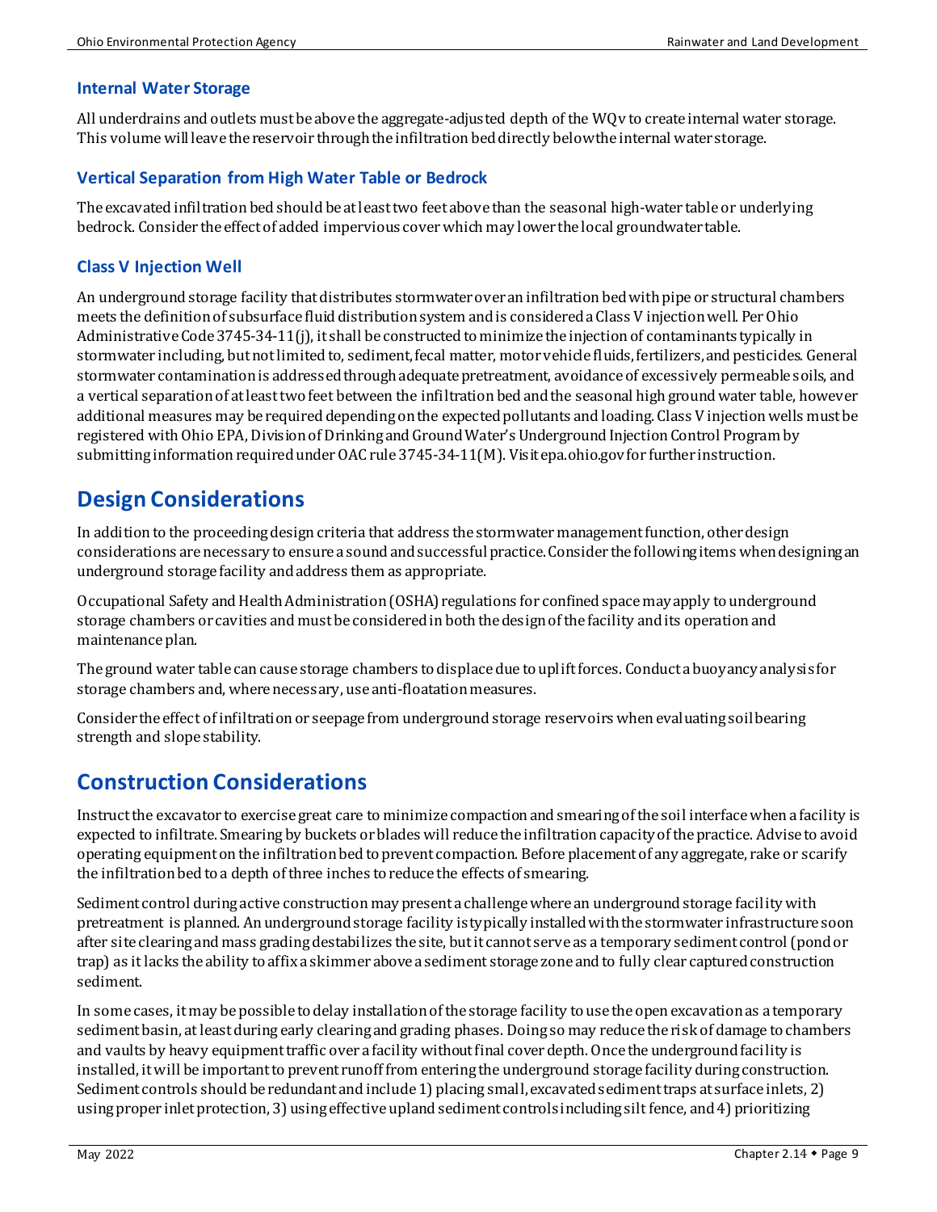### Internal Water Storage

All underdrains and outlets must be above the aggregate-adjusted depth of the WQv to create internal water storage. This volume will leave the reservoir through the infiltration bed directly below the internal water storage.

### Vertical Separation from High Water Table or Bedrock

The excavated infiltration bed should be at least two feet above than the seasonal high-water table or underlying bedrock. Consider the effect of added impervious cover which may lower the local groundwater table.

### Class V Injection Well

An underground storage facility that distributes stormwater over an infiltration bed with pipe or structural chambers meets the definition of subsurface fluid distribution system and is considered a Class V injection well. Per Ohio Administrative Code 3745-34-11(j), it shall be constructed to minimize the injection of contaminants typically in stormwater including, but not limited to, sediment, fecal matter, motor vehicle fluids, fertilizers, and pesticides. General stormwater contamination is addressed through adequate pretreatment, avoidance of excessively permeable soils, and a vertical separation of at least two feet between the infiltration bed and the seasonal high ground water table, however additional measures may be required depending on the expected pollutants and loading. Class V injection wells must be registered with Ohio EPA, Division of Drinking and Ground Water's Underground Injection Control Program by submitting information required under OAC rule 3745-34-11(M). Visit epa.ohio.gov for further instruction.

## Design Considerations

In addition to the proceeding design criteria that address the stormwater management function, other design considerations are necessary to ensure a sound and successful practice. Consider the following items when designing an underground storage facility and address them as appropriate.

Occupational Safety and Health Administration (OSHA) regulations for confined space may apply to underground storage chambers or cavities and must be considered in both the design of the facility and its operation and maintenance plan.

The ground water table can cause storage chambers to displace due to uplift forces. Conduct a buoyancy analysis for storage chambers and, where necessary, use anti-floatation measures.

Consider the effect of infiltration or seepage from underground storage reservoirs when evaluating soil bearing strength and slope stability.

## Construction Considerations

Instruct the excavator to exercise great care to minimize compaction and smearing of the soil interface when a facility is expected to infiltrate. Smearing by buckets or blades will reduce the infiltration capacity of the practice. Advise to avoid operating equipment on the infiltration bed to prevent compaction. Before placement of any aggregate, rake or scarify the infiltration bed to a depth of three inches to reduce the effects of smearing.

Sediment control during active construction may present a challenge where an underground storage facility with pretreatment is planned. An underground storage facility is typically installed with the stormwater infrastructure soon after site clearing and mass grading destabilizes the site, but it cannot serve as a temporary sediment control (pond or trap) as it lacks the ability to affix a skimmer above a sediment storage zone and to fully clear captured construction sediment.

In some cases, it may be possible to delay installation of the storage facility to use the open excavation as a temporary sediment basin, at least during early clearing and grading phases. Doing so may reduce the risk of damage to chambers and vaults by heavy equipment traffic over a facility without final cover depth. Once the underground facility is installed, it will be important to prevent runoff from entering the underground storage facility during construction. Sediment controls should be redundant and include 1) placing small, excavated sediment traps at surface inlets, 2) using proper inlet protection, 3) using effective upland sediment controls including silt fence, and 4) prioritizing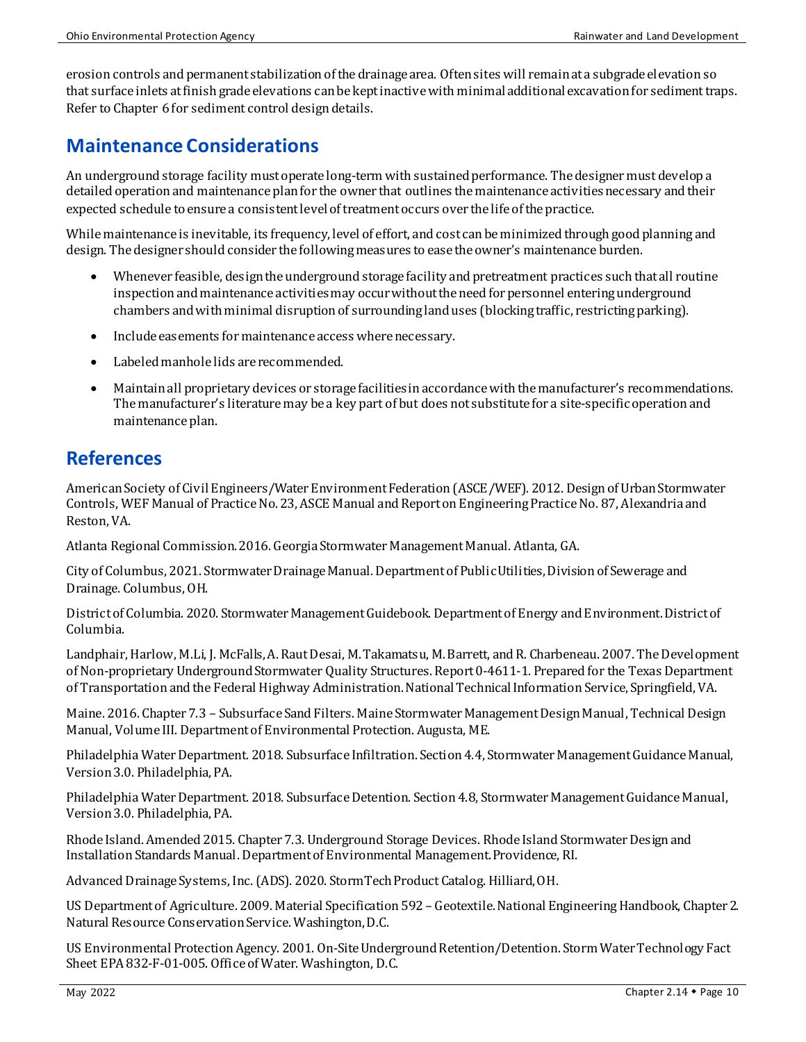erosion controls and permanent stabilization of the drainage area. Often sites will remain at a subgrade elevation so that surface inlets at finish grade elevations can be kept inactive with minimal additional excavation for sediment traps. Refer to Chapter 6 for sediment control design details.

## Maintenance Considerations

An underground storage facility must operate long-term with sustained performance. The designer must develop a detailed operation and maintenance plan for the owner that outlines the maintenance activities necessary and their expected schedule to ensure a consistent level of treatment occurs over the life of the practice.

While maintenance is inevitable, its frequency, level of effort, and cost can be minimized through good planning and design. The designer should consider the following measures to ease the owner's maintenance burden.

- Whenever feasible, design the underground storage facility and pretreatment practices such that all routine inspection and maintenance activities may occur without the need for personnel entering underground chambers and with minimal disruption of surrounding land uses (blocking traffic, restricting parking).
- Include easements for maintenance access where necessary.
- Labeled manhole lids are recommended.
- Maintain all proprietary devices or storage facilities in accordance with the manufacturer's recommendations. The manufacturer's literature may be a key part of but does not substitute for a site-specific operation and maintenance plan.

## References

American Society of Civil Engineers/Water Environment Federation (ASCE/WEF). 2012. Design of Urban Stormwater Controls, WEF Manual of Practice No. 23, ASCE Manual and Report on Engineering Practice No. 87, Alexandria and Reston, VA.

Atlanta Regional Commission. 2016. Georgia Stormwater Management Manual. Atlanta, GA.

City of Columbus, 2021. Stormwater Drainage Manual. Department of Public Utilities, Division of Sewerage and Drainage. Columbus, OH.

District of Columbia. 2020. Stormwater Management Guidebook. Department of Energy and Environment. District of Columbia.

Landphair, Harlow, M.Li, J. McFalls, A. Raut Desai, M. Takamatsu, M. Barrett, and R. Charbeneau. 2007. The Development of Non-proprietary Underground Stormwater Quality Structures. Report 0-4611-1. Prepared for the Texas Department of Transportation and the Federal Highway Administration. National Technical Information Service, Springfield, VA.

Maine. 2016. Chapter 7.3 – Subsurface Sand Filters. Maine Stormwater Management Design Manual, Technical Design Manual, Volume III. Department of Environmental Protection. Augusta, ME.

Philadelphia Water Department. 2018. Subsurface Infiltration. Section 4.4, Stormwater Management Guidance Manual, Version 3.0. Philadelphia, PA.

Philadelphia Water Department. 2018. Subsurface Detention. Section 4.8, Stormwater Management Guidance Manual, Version 3.0. Philadelphia, PA.

Rhode Island. Amended 2015. Chapter 7.3. Underground Storage Devices. Rhode Island Stormwater Design and Installation Standards Manual. Department of Environmental Management. Providence, RI.

Advanced Drainage Systems, Inc. (ADS). 2020. StormTech Product Catalog. Hilliard, OH.

US Department of Agriculture. 2009. Material Specification 592 – Geotextile. National Engineering Handbook, Chapter 2. Natural Resource Conservation Service. Washington, D.C.

US Environmental Protection Agency. 2001. On-Site Underground Retention/Detention. Storm Water Technology Fact Sheet EPA 832-F-01-005. Office of Water. Washington, D.C.